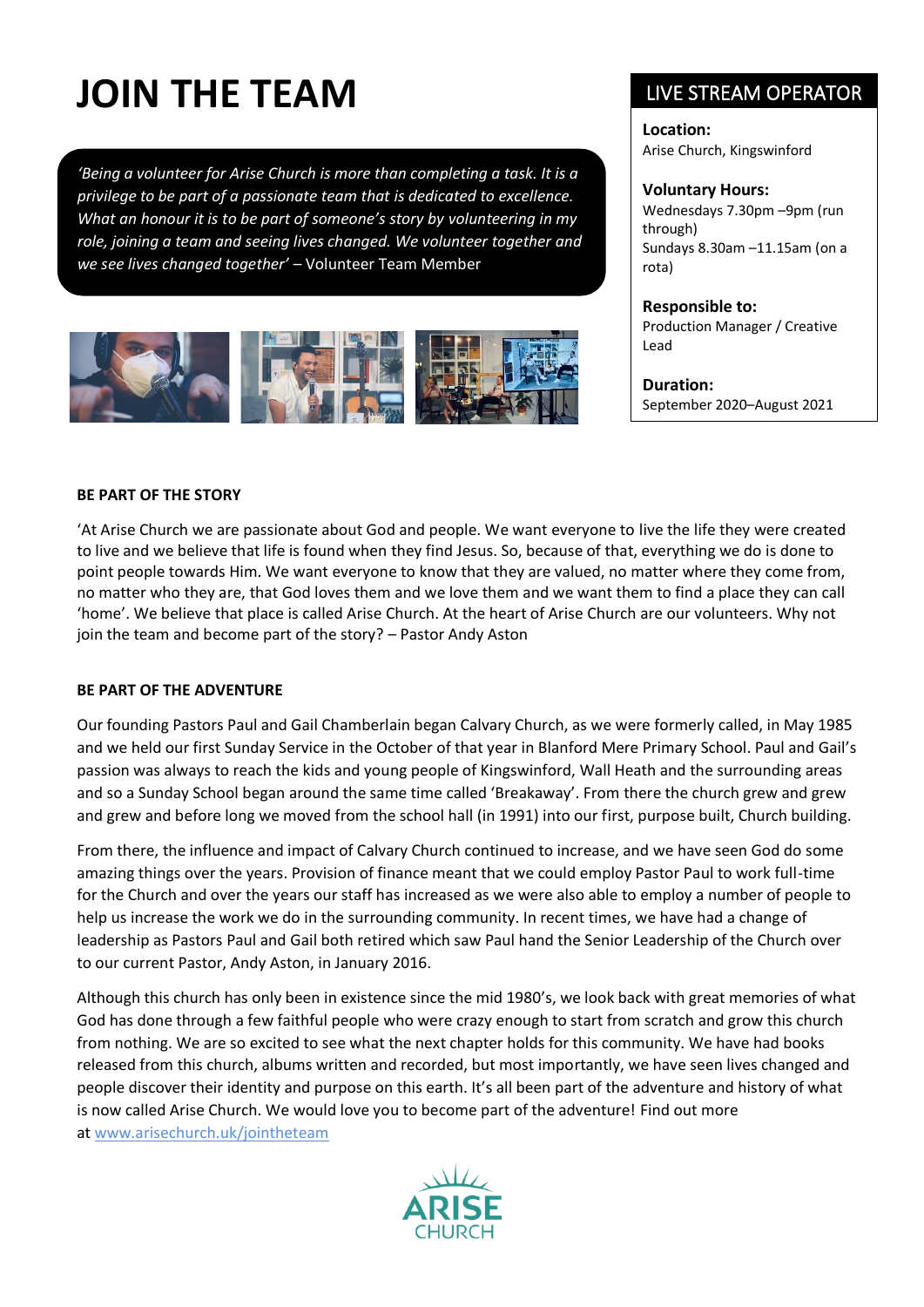# JOIN THE TEAM

*'Being a volunteer for Arise Church is more than completing a task. It is a privilege to be part of a passionate team that is dedicated to excellence. What an honour it is to be part of someone's story by volunteering in my role, joining a team and seeing lives changed. We volunteer together and we see lives changed together'* – Volunteer Team Member

## LIVE STREAM OPERATOR

**Location:**
Arise Church, Kingswinford

**Voluntary Hours:**
Wednesdays 7.30pm –9pm (run through)
Sundays 8.30am –11.15am (on a rota)

**Responsible to:**
Production Manager / Creative Lead

**Duration:**
September 2020–August 2021

**BE PART OF THE STORY**

'At Arise Church we are passionate about God and people. We want everyone to live the life they were created to live and we believe that life is found when they find Jesus. So, because of that, everything we do is done to point people towards Him. We want everyone to know that they are valued, no matter where they come from, no matter who they are, that God loves them and we love them and we want them to find a place they can call 'home'. We believe that place is called Arise Church. At the heart of Arise Church are our volunteers. Why not join the team and become part of the story? – Pastor Andy Aston

**BE PART OF THE ADVENTURE**

Our founding Pastors Paul and Gail Chamberlain began Calvary Church, as we were formerly called, in May 1985 and we held our first Sunday Service in the October of that year in Blanford Mere Primary School. Paul and Gail's passion was always to reach the kids and young people of Kingswinford, Wall Heath and the surrounding areas and so a Sunday School began around the same time called 'Breakaway'. From there the church grew and grew and grew and before long we moved from the school hall (in 1991) into our first, purpose built, Church building.

From there, the influence and impact of Calvary Church continued to increase, and we have seen God do some amazing things over the years. Provision of finance meant that we could employ Pastor Paul to work full-time for the Church and over the years our staff has increased as we were also able to employ a number of people to help us increase the work we do in the surrounding community. In recent times, we have had a change of leadership as Pastors Paul and Gail both retired which saw Paul hand the Senior Leadership of the Church over to our current Pastor, Andy Aston, in January 2016.

Although this church has only been in existence since the mid 1980's, we look back with great memories of what God has done through a few faithful people who were crazy enough to start from scratch and grow this church from nothing. We are so excited to see what the next chapter holds for this community. We have had books released from this church, albums written and recorded, but most importantly, we have seen lives changed and people discover their identity and purpose on this earth. It's all been part of the adventure and history of what is now called Arise Church. We would love you to become part of the adventure! Find out more at [www.arisechurch.uk/jointheteam](www.arisechurch.uk/jointheteam)

ARISE CHURCH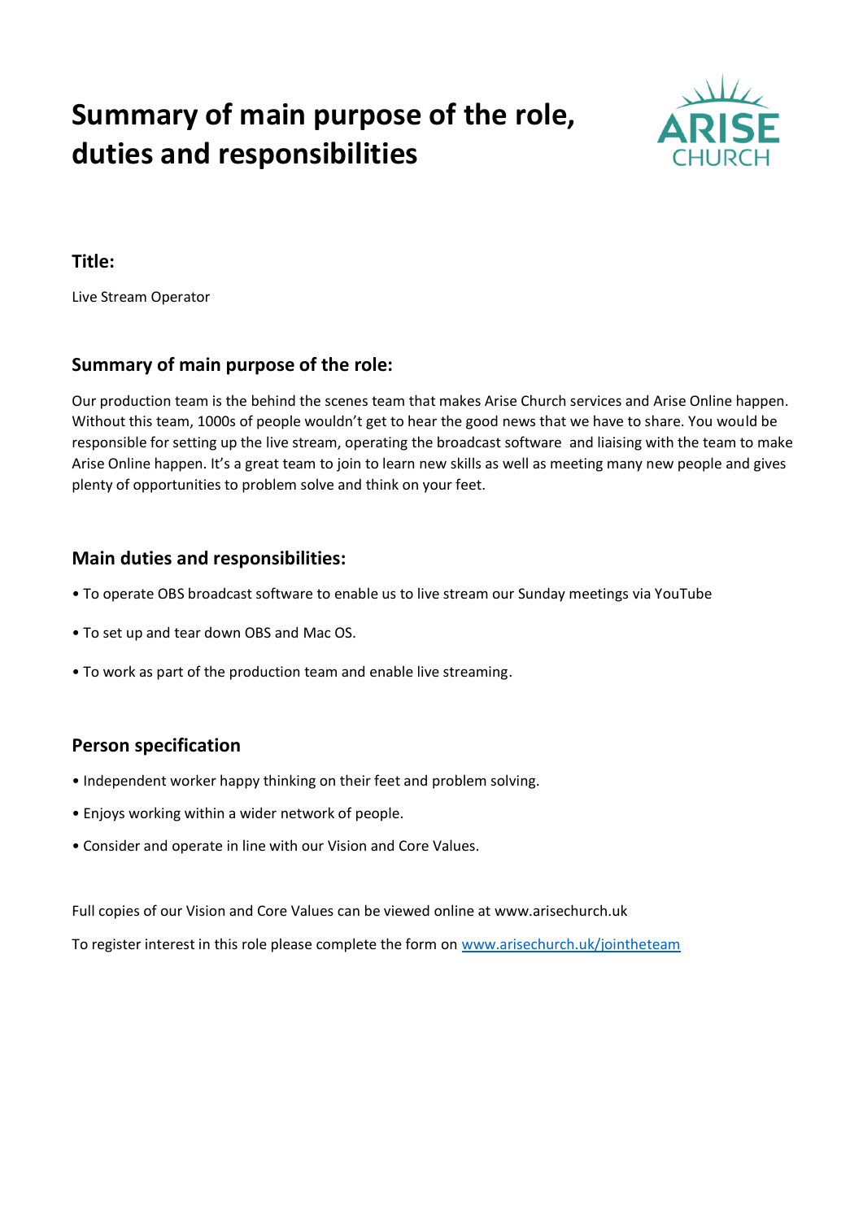# Summary of main purpose of the role, duties and responsibilities

ARISE CHURCH

## Title:

Live Stream Operator

## Summary of main purpose of the role:

Our production team is the behind the scenes team that makes Arise Church services and Arise Online happen. Without this team, 1000s of people wouldn't get to hear the good news that we have to share. You would be responsible for setting up the live stream, operating the broadcast software and liaising with the team to make Arise Online happen. It's a great team to join to learn new skills as well as meeting many new people and gives plenty of opportunities to problem solve and think on your feet.

## Main duties and responsibilities:

- To operate OBS broadcast software to enable us to live stream our Sunday meetings via YouTube
- To set up and tear down OBS and Mac OS.
- To work as part of the production team and enable live streaming.

## Person specification

- Independent worker happy thinking on their feet and problem solving.
- Enjoys working within a wider network of people.
- Consider and operate in line with our Vision and Core Values.

Full copies of our Vision and Core Values can be viewed online at www.arisechurch.uk

To register interest in this role please complete the form on [www.arisechurch.uk/jointheteam](www.arisechurch.uk/jointheteam)